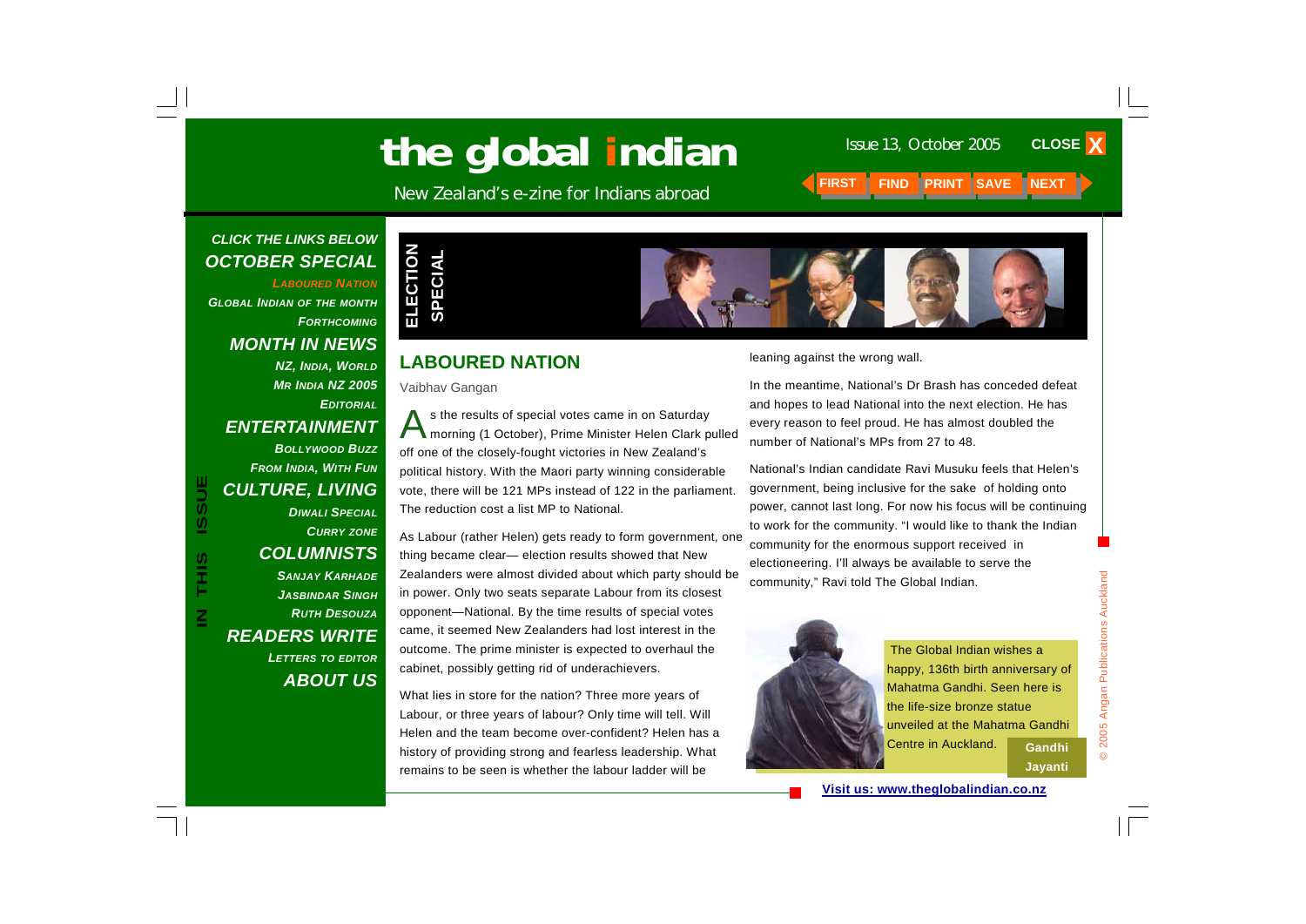# the global indian

New Zealand's e-zine for Indians abroad

Issue 13, October 2005

CLOSE X

FIRST FIND PRINT SAVE NEXT

*CLICK THE LINKS BELOW*

***OCTOBER SPECIAL***

*LABOURED NATION*

*GLOBAL INDIAN OF THE MONTH*

*FORTHCOMING*

***MONTH IN NEWS***

*NZ, INDIA, WORLD*

*MR INDIA NZ 2005*

*EDITORIAL*

***ENTERTAINMENT***

*BOLLYWOOD BUZZ*

*FROM INDIA, WITH FUN*

***CULTURE, LIVING***

*DIWALI SPECIAL*

*CURRY ZONE*

***COLUMNISTS***

*SANJAY KARHADE*

*JASBINDAR SINGH*

*RUTH DESOUZA*

***READERS WRITE***

*LETTERS TO EDITOR*

***ABOUT US***

IN THIS ISSUE

ELECTION SPECIAL

## LABOURED NATION

Vaibhav Gangan

As the results of special votes came in on Saturday morning (1 October), Prime Minister Helen Clark pulled off one of the closely-fought victories in New Zealand's political history. With the Maori party winning considerable vote, there will be 121 MPs instead of 122 in the parliament. The reduction cost a list MP to National.

As Labour (rather Helen) gets ready to form government, one thing became clear— election results showed that New Zealanders were almost divided about which party should be in power. Only two seats separate Labour from its closest opponent—National. By the time results of special votes came, it seemed New Zealanders had lost interest in the outcome. The prime minister is expected to overhaul the cabinet, possibly getting rid of underachievers.

What lies in store for the nation? Three more years of Labour, or three years of labour? Only time will tell. Will Helen and the team become over-confident? Helen has a history of providing strong and fearless leadership. What remains to be seen is whether the labour ladder will be leaning against the wrong wall.

In the meantime, National's Dr Brash has conceded defeat and hopes to lead National into the next election. He has every reason to feel proud. He has almost doubled the number of National's MPs from 27 to 48.

National's Indian candidate Ravi Musuku feels that Helen's government, being inclusive for the sake of holding onto power, cannot last long. For now his focus will be continuing to work for the community. "I would like to thank the Indian community for the enormous support received in electioneering. I'll always be available to serve the community," Ravi told The Global Indian.

The Global Indian wishes a happy, 136th birth anniversary of Mahatma Gandhi. Seen here is the life-size bronze statue unveiled at the Mahatma Gandhi Centre in Auckland.

**Gandhi Jayanti**

Visit us: www.theglobalindian.co.nz

© 2005 Angan Publications Auckland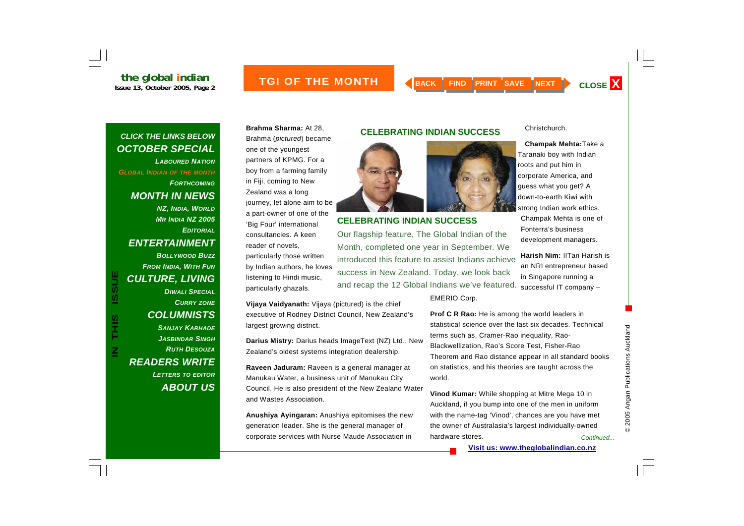# TGI OF THE MONTH

## CELEBRATING INDIAN SUCCESS

Our flagship feature, The Global Indian of the Month, completed one year in September. We introduced this feature to assist Indians achieve success in New Zealand. Today, we look back and recap the 12 Global Indians we've featured.

**Brahma Sharma:** At 28, Brahma (*pictured*) became one of the youngest partners of KPMG. For a boy from a farming family in Fiji, coming to New Zealand was a long journey, let alone aim to be a part-owner of one of the 'Big Four' international consultancies. A keen reader of novels, particularly those written by Indian authors, he loves listening to Hindi music, particularly ghazals.

**Vijaya Vaidyanath:** Vijaya (pictured) is the chief executive of Rodney District Council, New Zealand's largest growing district.

**Darius Mistry:** Darius heads ImageText (NZ) Ltd., New Zealand's oldest systems integration dealership.

**Raveen Jaduram:** Raveen is a general manager at Manukau Water, a business unit of Manukau City Council. He is also president of the New Zealand Water and Wastes Association.

**Anushiya Ayingaran:** Anushiya epitomises the new generation leader. She is the general manager of corporate services with Nurse Maude Association in Christchurch.

**Champak Mehta:** Take a Taranaki boy with Indian roots and put him in corporate America, and guess what you get? A down-to-earth Kiwi with strong Indian work ethics. Champak Mehta is one of Fonterra's business development managers.

**Harish Nim:** IITan Harish is an NRI entrepreneur based in Singapore running a successful IT company – EMERIO Corp.

**Prof C R Rao:** He is among the world leaders in statistical science over the last six decades. Technical terms such as, Cramer-Rao inequality, Rao-Blackwellization, Rao's Score Test, Fisher-Rao Theorem and Rao distance appear in all standard books on statistics, and his theories are taught across the world.

**Vinod Kumar:** While shopping at Mitre Mega 10 in Auckland, if you bump into one of the men in uniform with the name-tag 'Vinod', chances are you have met the owner of Australasia's largest individually-owned hardware stores.

*Continued...*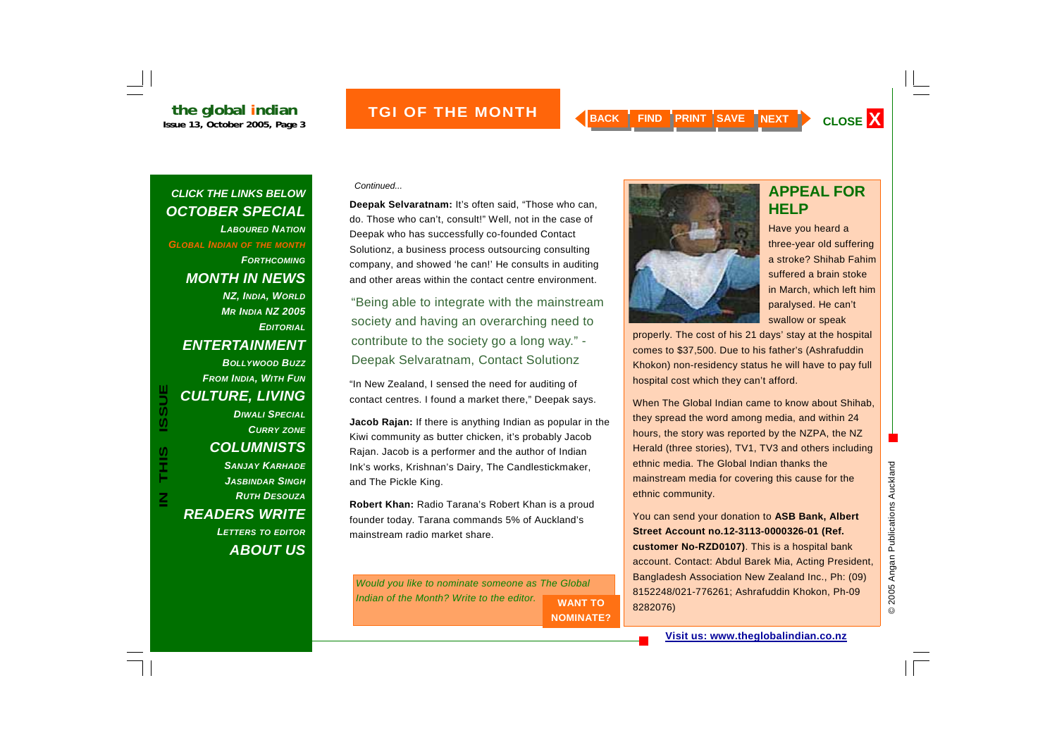## TGI OF THE MONTH

*CLICK THE LINKS BELOW*

**OCTOBER SPECIAL**
- Laboured Nation
- Global Indian of the Month
- Forthcoming

**MONTH IN NEWS**
- NZ, India, World
- Mr India NZ 2005
- Editorial

**ENTERTAINMENT**
- Bollywood Buzz
- From India, With Fun

**CULTURE, LIVING**
- Diwali Special
- Curry Zone

**COLUMNISTS**
- Sanjay Karhade
- Jasbindar Singh
- Ruth Desouza

**READERS WRITE**
- Letters to Editor

**ABOUT US**

*Continued...*

**Deepak Selvaratnam:** It's often said, "Those who can, do. Those who can't, consult!" Well, not in the case of Deepak who has successfully co-founded Contact Solutionz, a business process outsourcing consulting company, and showed 'he can!' He consults in auditing and other areas within the contact centre environment.

> "Being able to integrate with the mainstream society and having an overarching need to contribute to the society go a long way." - Deepak Selvaratnam, Contact Solutionz

"In New Zealand, I sensed the need for auditing of contact centres. I found a market there," Deepak says.

**Jacob Rajan:** If there is anything Indian as popular in the Kiwi community as butter chicken, it's probably Jacob Rajan. Jacob is a performer and the author of Indian Ink's works, Krishnan's Dairy, The Candlestickmaker, and The Pickle King.

**Robert Khan:** Radio Tarana's Robert Khan is a proud founder today. Tarana commands 5% of Auckland's mainstream radio market share.

*Would you like to nominate someone as The Global Indian of the Month? Write to the editor.* **WANT TO NOMINATE?**

## APPEAL FOR HELP

Have you heard a three-year old suffering a stroke? Shihab Fahim suffered a brain stoke in March, which left him paralysed. He can't swallow or speak properly. The cost of his 21 days' stay at the hospital comes to $37,500. Due to his father's (Ashrafuddin Khokon) non-residency status he will have to pay full hospital cost which they can't afford.

When The Global Indian came to know about Shihab, they spread the word among media, and within 24 hours, the story was reported by the NZPA, the NZ Herald (three stories), TV1, TV3 and others including ethnic media. The Global Indian thanks the mainstream media for covering this cause for the ethnic community.

You can send your donation to **ASB Bank, Albert Street Account no.12-3113-0000326-01 (Ref. customer No-RZD0107)**. This is a hospital bank account. Contact: Abdul Barek Mia, Acting President, Bangladesh Association New Zealand Inc., Ph: (09) 8152248/021-776261; Ashrafuddin Khokon, Ph-09 8282076)

**Visit us: www.theglobalindian.co.nz**

© 2005 Angan Publications Auckland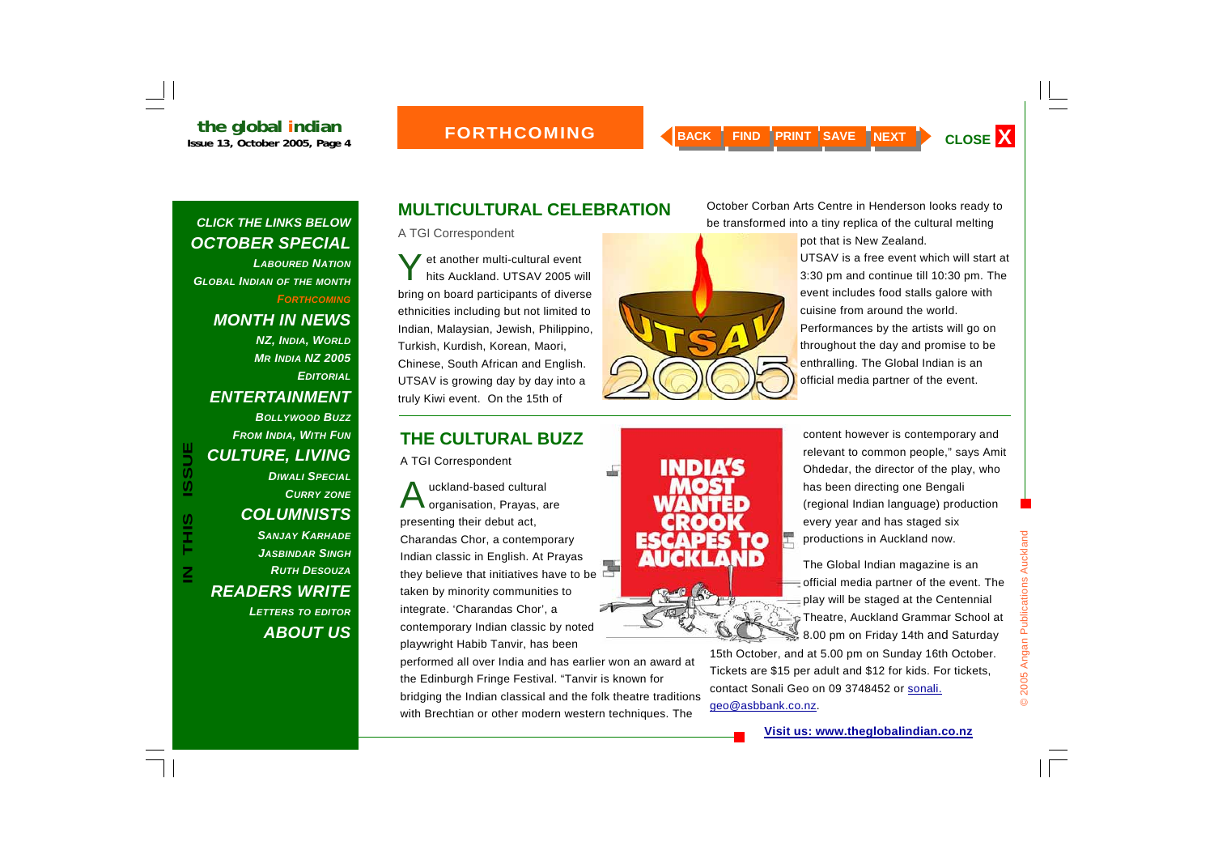## MULTICULTURAL CELEBRATION

A TGI Correspondent

Yet another multi-cultural event hits Auckland. UTSAV 2005 will bring on board participants of diverse ethnicities including but not limited to Indian, Malaysian, Jewish, Philippino, Turkish, Kurdish, Korean, Maori, Chinese, South African and English. UTSAV is growing day by day into a truly Kiwi event. On the 15th of October Corban Arts Centre in Henderson looks ready to be transformed into a tiny replica of the cultural melting pot that is New Zealand.

UTSAV is a free event which will start at 3:30 pm and continue till 10:30 pm. The event includes food stalls galore with cuisine from around the world. Performances by the artists will go on throughout the day and promise to be enthralling. The Global Indian is an official media partner of the event.

## THE CULTURAL BUZZ

A TGI Correspondent

Auckland-based cultural organisation, Prayas, are presenting their debut act, Charandas Chor, a contemporary Indian classic in English. At Prayas they believe that initiatives have to be taken by minority communities to integrate. 'Charandas Chor', a contemporary Indian classic by noted playwright Habib Tanvir, has been performed all over India and has earlier won an award at the Edinburgh Fringe Festival. "Tanvir is known for bridging the Indian classical and the folk theatre traditions with Brechtian or other modern western techniques. The content however is contemporary and relevant to common people," says Amit Ohdedar, the director of the play, who has been directing one Bengali (regional Indian language) production every year and has staged six productions in Auckland now.

The Global Indian magazine is an official media partner of the event. The play will be staged at the Centennial Theatre, Auckland Grammar School at 8.00 pm on Friday 14th and Saturday 15th October, and at 5.00 pm on Sunday 16th October. Tickets are $15 per adult and $12 for kids. For tickets, contact Sonali Geo on 09 3748452 or sonali.geo@asbbank.co.nz.

INDIA'S MOST WANTED CROOK ESCAPES TO AUCKLAND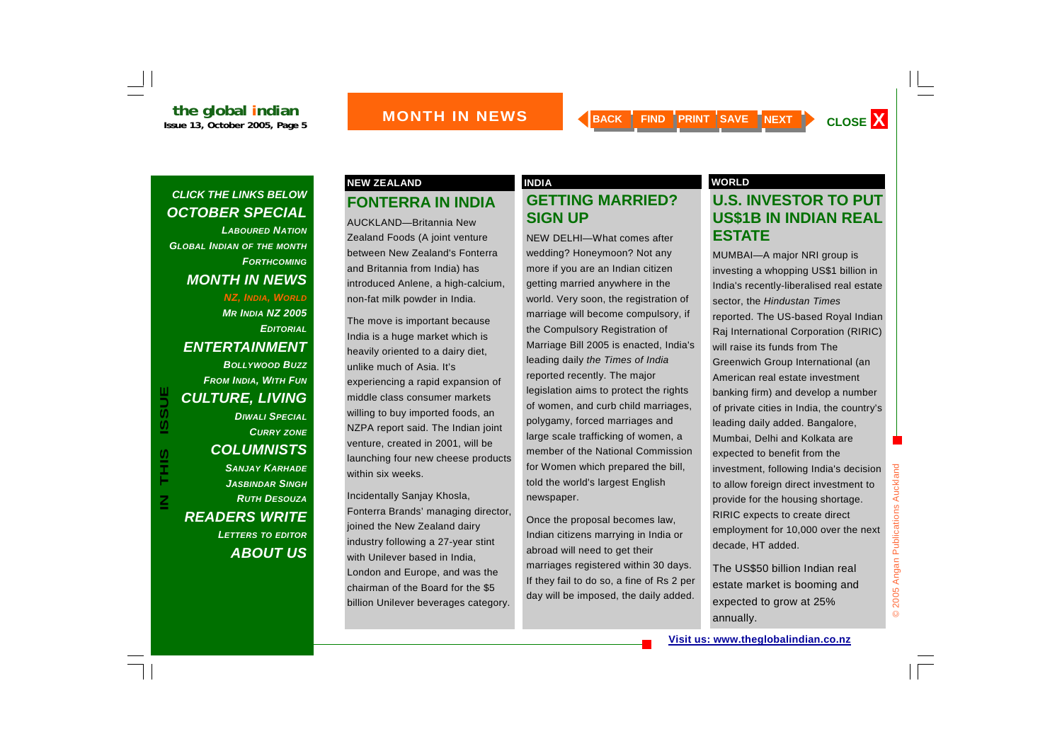# MONTH IN NEWS

CLICK THE LINKS BELOW

*OCTOBER SPECIAL*

LABOURED NATION
GLOBAL INDIAN OF THE MONTH
FORTHCOMING

*MONTH IN NEWS*

NZ, INDIA, WORLD
MR INDIA NZ 2005
EDITORIAL

*ENTERTAINMENT*

BOLLYWOOD BUZZ
FROM INDIA, WITH FUN

*CULTURE, LIVING*

DIWALI SPECIAL
CURRY ZONE

*COLUMNISTS*

SANJAY KARHADE
JASBINDAR SINGH
RUTH DESOUZA

*READERS WRITE*

LETTERS TO EDITOR

*ABOUT US*

IN THIS ISSUE

**NEW ZEALAND**

## FONTERRA IN INDIA

AUCKLAND—Britannia New Zealand Foods (A joint venture between New Zealand's Fonterra and Britannia from India) has introduced Anlene, a high-calcium, non-fat milk powder in India.

The move is important because India is a huge market which is heavily oriented to a dairy diet, unlike much of Asia. It's experiencing a rapid expansion of middle class consumer markets willing to buy imported foods, an NZPA report said. The Indian joint venture, created in 2001, will be launching four new cheese products within six weeks.

Incidentally Sanjay Khosla, Fonterra Brands' managing director, joined the New Zealand dairy industry following a 27-year stint with Unilever based in India, London and Europe, and was the chairman of the Board for the $5 billion Unilever beverages category.

**INDIA**

## GETTING MARRIED? SIGN UP

NEW DELHI—What comes after wedding? Honeymoon? Not any more if you are an Indian citizen getting married anywhere in the world. Very soon, the registration of marriage will become compulsory, if the Compulsory Registration of Marriage Bill 2005 is enacted, India's leading daily *the Times of India* reported recently. The major legislation aims to protect the rights of women, and curb child marriages, polygamy, forced marriages and large scale trafficking of women, a member of the National Commission for Women which prepared the bill, told the world's largest English newspaper.

Once the proposal becomes law, Indian citizens marrying in India or abroad will need to get their marriages registered within 30 days. If they fail to do so, a fine of Rs 2 per day will be imposed, the daily added.

**WORLD**

## U.S. INVESTOR TO PUT US$1B IN INDIAN REAL ESTATE

MUMBAI—A major NRI group is investing a whopping US$1 billion in India's recently-liberalised real estate sector, the *Hindustan Times* reported. The US-based Royal Indian Raj International Corporation (RIRIC) will raise its funds from The Greenwich Group International (an American real estate investment banking firm) and develop a number of private cities in India, the country's leading daily added. Bangalore, Mumbai, Delhi and Kolkata are expected to benefit from the investment, following India's decision to allow foreign direct investment to provide for the housing shortage. RIRIC expects to create direct employment for 10,000 over the next decade, HT added.

The US$50 billion Indian real estate market is booming and expected to grow at 25% annually.

© 2005 Angan Publications Auckland

Visit us: www.theglobalindian.co.nz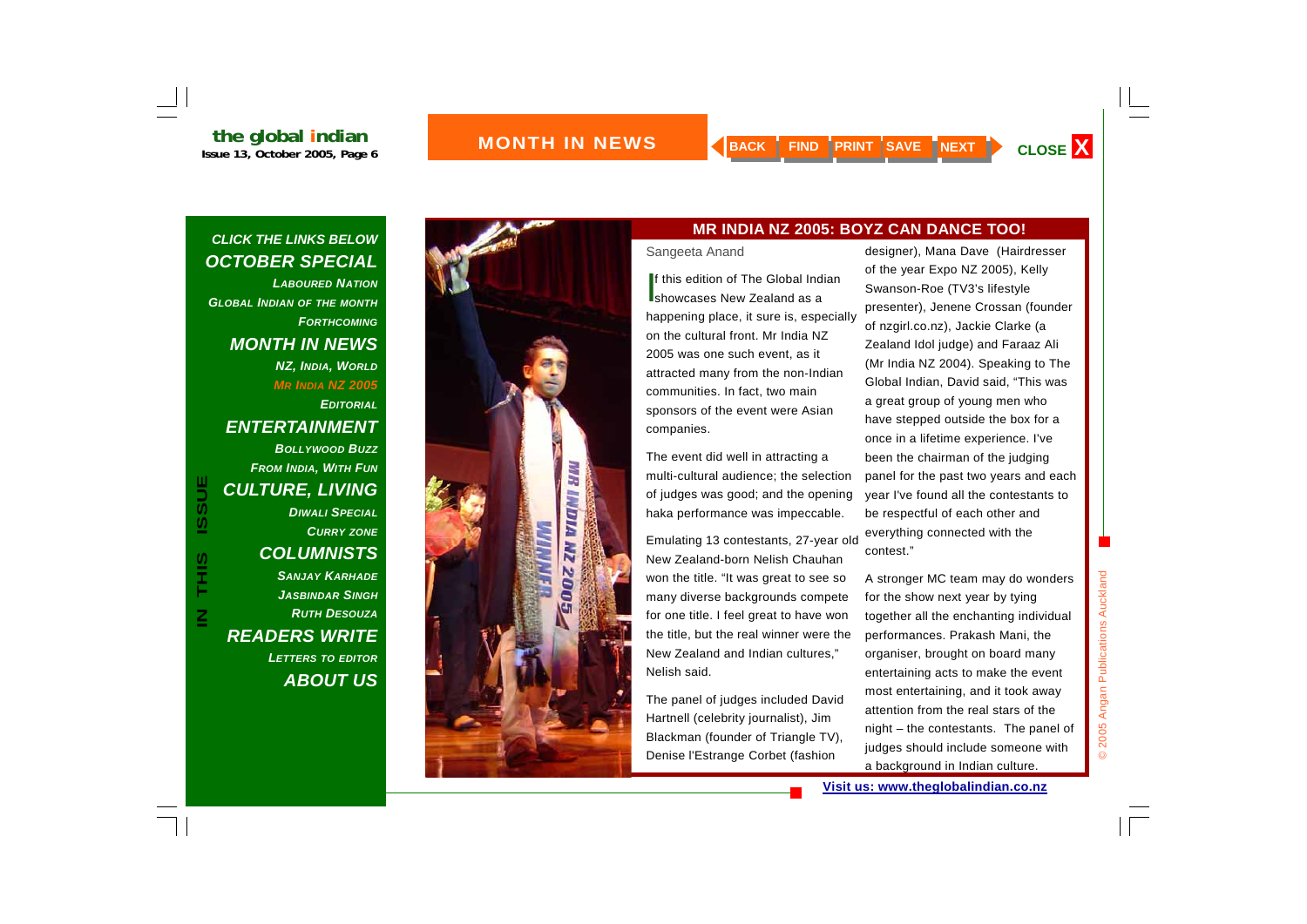## MR INDIA NZ 2005: BOYZ CAN DANCE TOO!

Sangeeta Anand

If this edition of The Global Indian showcases New Zealand as a happening place, it sure is, especially on the cultural front. Mr India NZ 2005 was one such event, as it attracted many from the non-Indian communities. In fact, two main sponsors of the event were Asian companies.

The event did well in attracting a multi-cultural audience; the selection of judges was good; and the opening haka performance was impeccable.

Emulating 13 contestants, 27-year old New Zealand-born Nelish Chauhan won the title. "It was great to see so many diverse backgrounds compete for one title. I feel great to have won the title, but the real winner were the New Zealand and Indian cultures," Nelish said.

The panel of judges included David Hartnell (celebrity journalist), Jim Blackman (founder of Triangle TV), Denise l'Estrange Corbet (fashion designer), Mana Dave (Hairdresser of the year Expo NZ 2005), Kelly Swanson-Roe (TV3's lifestyle presenter), Jenene Crossan (founder of nzgirl.co.nz), Jackie Clarke (a Zealand Idol judge) and Faraaz Ali (Mr India NZ 2004). Speaking to The Global Indian, David said, "This was a great group of young men who have stepped outside the box for a once in a lifetime experience. I've been the chairman of the judging panel for the past two years and each year I've found all the contestants to be respectful of each other and everything connected with the contest."

A stronger MC team may do wonders for the show next year by tying together all the enchanting individual performances. Prakash Mani, the organiser, brought on board many entertaining acts to make the event most entertaining, and it took away attention from the real stars of the night – the contestants. The panel of judges should include someone with a background in Indian culture.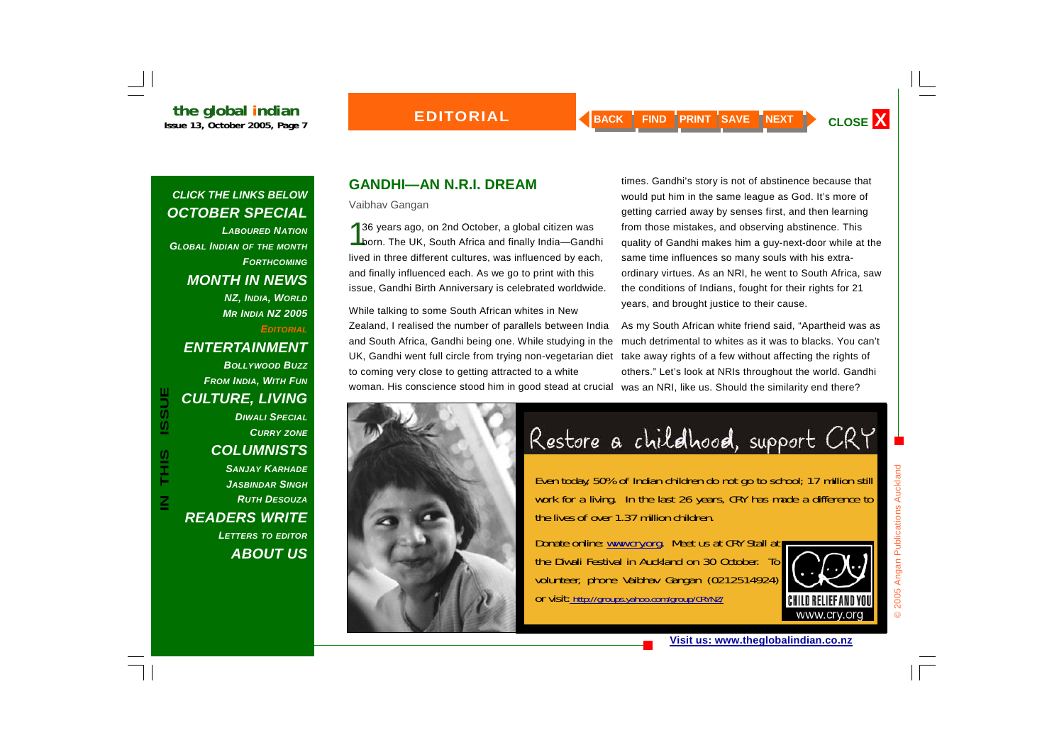## EDITORIAL

**CLICK THE LINKS BELOW**

**IN THIS ISSUE**

***OCTOBER SPECIAL***
- *LABOURED NATION*
- *GLOBAL INDIAN OF THE MONTH*
- *FORTHCOMING*

***MONTH IN NEWS***
- *NZ, INDIA, WORLD*
- *MR INDIA NZ 2005*
- *EDITORIAL*

***ENTERTAINMENT***
- *BOLLYWOOD BUZZ*
- *FROM INDIA, WITH FUN*

***CULTURE, LIVING***
- *DIWALI SPECIAL*
- *CURRY ZONE*

***COLUMNISTS***
- *SANJAY KARHADE*
- *JASBINDAR SINGH*
- *RUTH DESOUZA*

***READERS WRITE***
- *LETTERS TO EDITOR*

***ABOUT US***

# GANDHI—AN N.R.I. DREAM

Vaibhav Gangan

136 years ago, on 2nd October, a global citizen was born. The UK, South Africa and finally India—Gandhi lived in three different cultures, was influenced by each, and finally influenced each. As we go to print with this issue, Gandhi Birth Anniversary is celebrated worldwide.

While talking to some South African whites in New Zealand, I realised the number of parallels between India and South Africa, Gandhi being one. While studying in the UK, Gandhi went full circle from trying non-vegetarian diet to coming very close to getting attracted to a white woman. His conscience stood him in good stead at crucial times. Gandhi's story is not of abstinence because that would put him in the same league as God. It's more of getting carried away by senses first, and then learning from those mistakes, and observing abstinence. This quality of Gandhi makes him a guy-next-door while at the same time influences so many souls with his extra-ordinary virtues. As an NRI, he went to South Africa, saw the conditions of Indians, fought for their rights for 21 years, and brought justice to their cause.

As my South African white friend said, "Apartheid was as much detrimental to whites as it was to blacks. You can't take away rights of a few without affecting the rights of others." Let's look at NRIs throughout the world. Gandhi was an NRI, like us. Should the similarity end there?

## Restore a childhood, support CRY

Even today, 50% of Indian children do not go to school; 17 million still work for a living. In the last 26 years, CRY has made a difference to the lives of over 1.37 million children.

Donate online: www.cry.org. Meet us at CRY Stall at the Diwali Festival in Auckland on 30 October. To volunteer, phone Vaibhav Gangan (0212514924) or visit: http://groups.yahoo.com/group/CRYNZ/

CHILD RELIEF AND YOU
www.cry.org

**Visit us: www.theglobalindian.co.nz**

© 2005 Angan Publications Auckland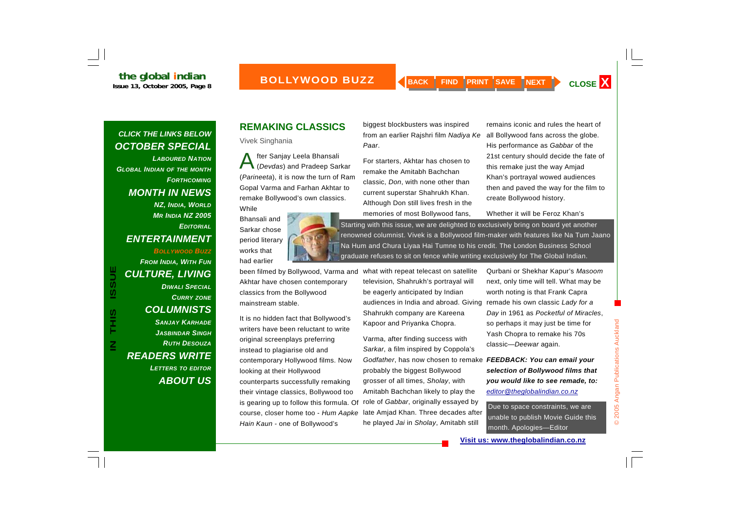## REMAKING CLASSICS

Vivek Singhania

After Sanjay Leela Bhansali (*Devdas*) and Pradeep Sarkar (*Parineeta*), it is now the turn of Ram Gopal Varma and Farhan Akhtar to remake Bollywood's own classics. While Bhansali and Sarkar chose period literary works that had earlier been filmed by Bollywood, Varma and Akhtar have chosen contemporary classics from the Bollywood mainstream stable.

It is no hidden fact that Bollywood's writers have been reluctant to write original screenplays preferring instead to plagiarise old and contemporary Hollywood films. Now looking at their Hollywood counterparts successfully remaking their vintage classics, Bollywood too is gearing up to follow this formula. Of course, closer home too - *Hum Aapke Hain Kaun* - one of Bollywood's biggest blockbusters was inspired from an earlier Rajshri film *Nadiya Ke Paar*.

For starters, Akhtar has chosen to remake the Amitabh Bachchan classic, *Don*, with none other than current superstar Shahrukh Khan. Although Don still lives fresh in the memories of most Bollywood fans, what with repeat telecast on satellite television, Shahrukh's portrayal will be eagerly anticipated by Indian audiences in India and abroad. Giving Shahrukh company are Kareena Kapoor and Priyanka Chopra.

Varma, after finding success with *Sarkar*, a film inspired by Coppola's *Godfather*, has now chosen to remake probably the biggest Bollywood grosser of all times, *Sholay*, with Amitabh Bachchan likely to play the role of *Gabbar*, originally essayed by late Amjad Khan. Three decades after he played *Jai* in *Sholay*, Amitabh still remains iconic and rules the heart of all Bollywood fans across the globe. His performance as *Gabbar* of the 21st century should decide the fate of this remake just the way Amjad Khan's portrayal wowed audiences then and paved the way for the film to create Bollywood history.

Whether it will be Feroz Khan's Qurbani or Shekhar Kapur's *Masoom* next, only time will tell. What may be worth noting is that Frank Capra remade his own classic *Lady for a Day* in 1961 as *Pocketful of Miracles*, so perhaps it may just be time for Yash Chopra to remake his 70s classic—*Deewar* again.

Starting with this issue, we are delighted to exclusively bring on board yet another renowned columnist. Vivek is a Bollywood film-maker with features like Na Tum Jaano Na Hum and Chura Liyaa Hai Tumne to his credit. The London Business School graduate refuses to sit on fence while writing exclusively for The Global Indian.

***FEEDBACK: You can email your selection of Bollywood films that you would like to see remade, to:*** editor@theglobalindian.co.nz

Due to space constraints, we are unable to publish Movie Guide this month. Apologies—Editor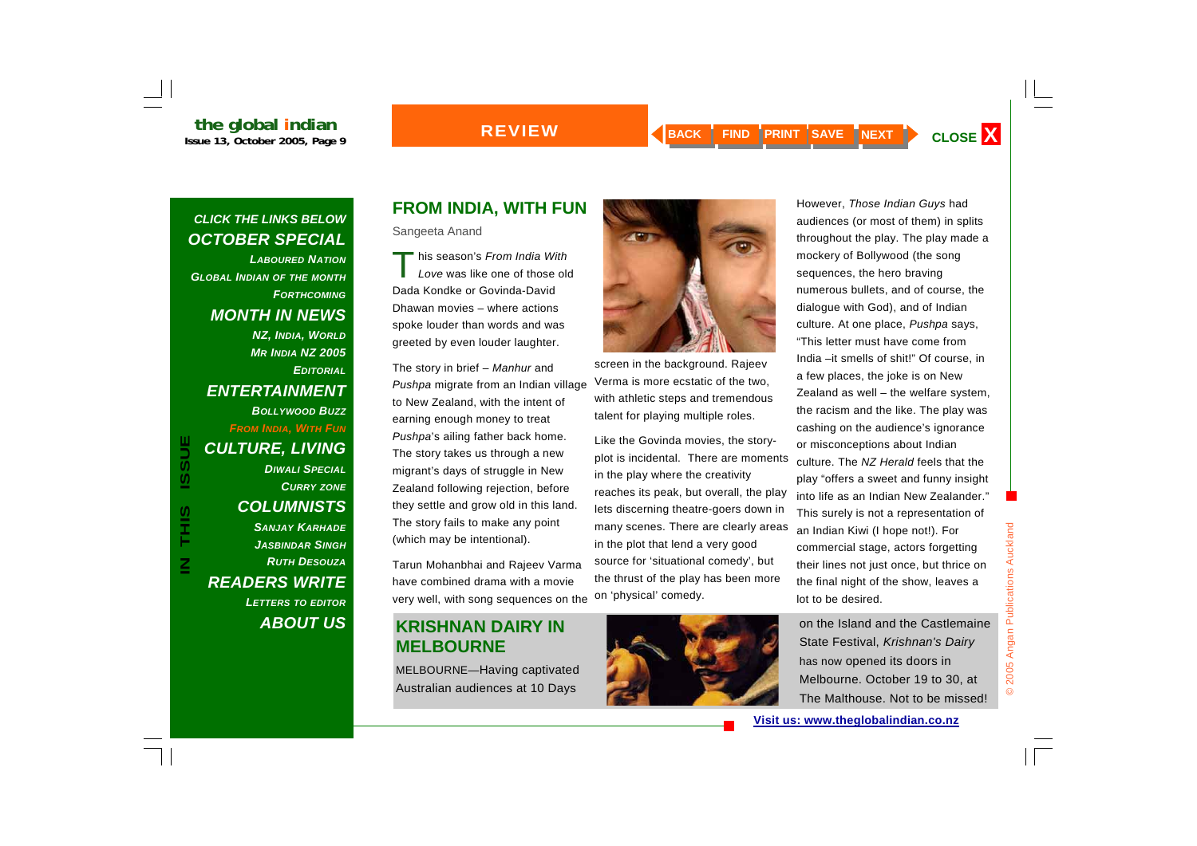## FROM INDIA, WITH FUN

Sangeeta Anand

This season's *From India With Love* was like one of those old Dada Kondke or Govinda-David Dhawan movies – where actions spoke louder than words and was greeted by even louder laughter.

The story in brief – *Manhur* and *Pushpa* migrate from an Indian village to New Zealand, with the intent of earning enough money to treat *Pushpa*'s ailing father back home. The story takes us through a new migrant's days of struggle in New Zealand following rejection, before they settle and grow old in this land. The story fails to make any point (which may be intentional).

Tarun Mohanbhai and Rajeev Varma have combined drama with a movie very well, with song sequences on the screen in the background. Rajeev Verma is more ecstatic of the two, with athletic steps and tremendous talent for playing multiple roles.

Like the Govinda movies, the story-plot is incidental. There are moments in the play where the creativity reaches its peak, but overall, the play lets discerning theatre-goers down in many scenes. There are clearly areas in the plot that lend a very good source for 'situational comedy', but the thrust of the play has been more on 'physical' comedy.

However, *Those Indian Guys* had audiences (or most of them) in splits throughout the play. The play made a mockery of Bollywood (the song sequences, the hero braving numerous bullets, and of course, the dialogue with God), and of Indian culture. At one place, *Pushpa* says, "This letter must have come from India –it smells of shit!" Of course, in a few places, the joke is on New Zealand as well – the welfare system, the racism and the like. The play was cashing on the audience's ignorance or misconceptions about Indian culture. The *NZ Herald* feels that the play "offers a sweet and funny insight into life as an Indian New Zealander." This surely is not a representation of an Indian Kiwi (I hope not!). For commercial stage, actors forgetting their lines not just once, but thrice on the final night of the show, leaves a lot to be desired.

## KRISHNAN DAIRY IN MELBOURNE

MELBOURNE—Having captivated Australian audiences at 10 Days on the Island and the Castlemaine State Festival, *Krishnan's Dairy* has now opened its doors in Melbourne. October 19 to 30, at The Malthouse. Not to be missed!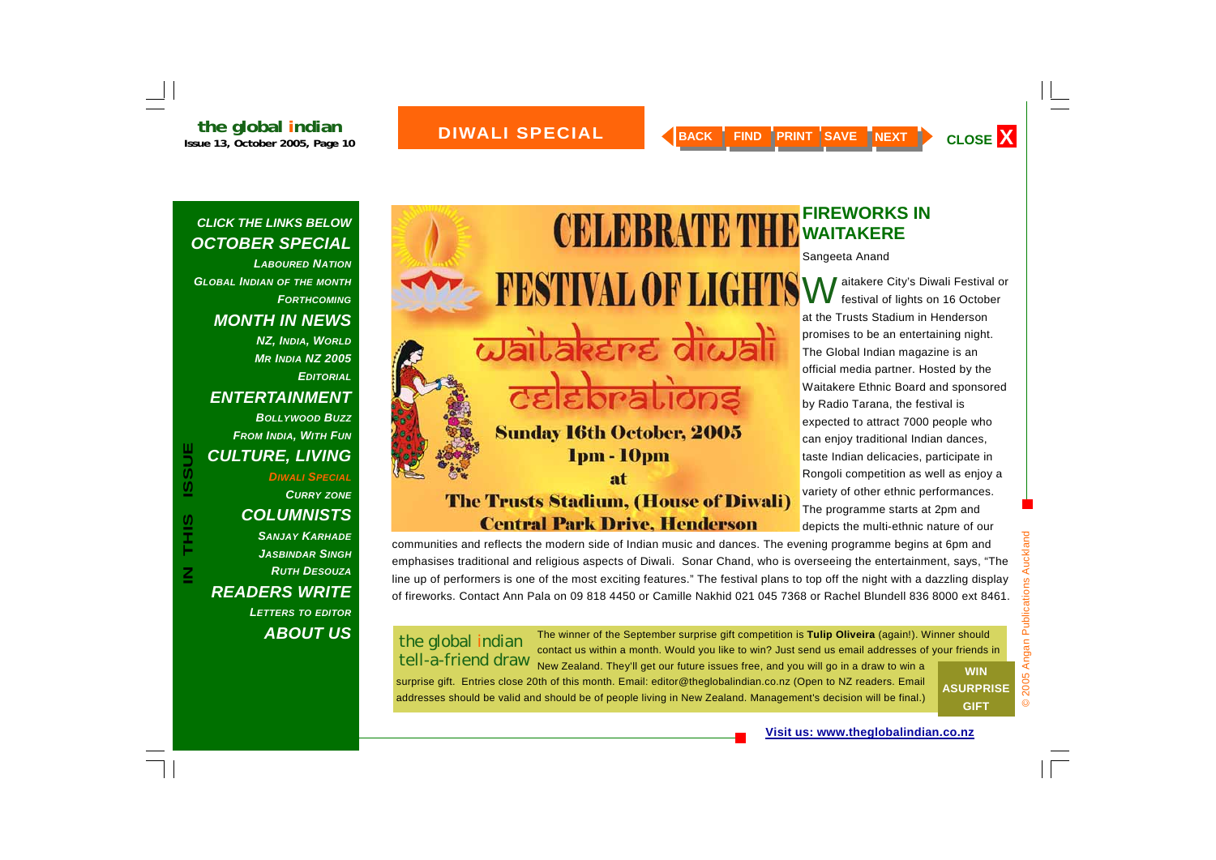## DIWALI SPECIAL

CLICK THE LINKS BELOW

**OCTOBER SPECIAL**
- LABOURED NATION
- GLOBAL INDIAN OF THE MONTH
- FORTHCOMING

**MONTH IN NEWS**
- NZ, INDIA, WORLD
- MR INDIA NZ 2005
- EDITORIAL

**ENTERTAINMENT**
- BOLLYWOOD BUZZ
- FROM INDIA, WITH FUN

**CULTURE, LIVING**
- DIWALI SPECIAL
- CURRY ZONE

**COLUMNISTS**
- SANJAY KARHADE
- JASBINDAR SINGH
- RUTH DESOUZA

**READERS WRITE**
- LETTERS TO EDITOR

**ABOUT US**

IN THIS ISSUE

CELEBRATE THE FESTIVAL OF LIGHTS

waitakere diwali celebrations

Sunday 16th October, 2005

1pm - 10pm

at

The Trusts Stadium, (House of Diwali)

Central Park Drive, Henderson

# FIREWORKS IN WAITAKERE

Sangeeta Anand

Waitakere City's Diwali Festival or festival of lights on 16 October at the Trusts Stadium in Henderson promises to be an entertaining night. The Global Indian magazine is an official media partner. Hosted by the Waitakere Ethnic Board and sponsored by Radio Tarana, the festival is expected to attract 7000 people who can enjoy traditional Indian dances, taste Indian delicacies, participate in Rongoli competition as well as enjoy a variety of other ethnic performances. The programme starts at 2pm and depicts the multi-ethnic nature of our communities and reflects the modern side of Indian music and dances. The evening programme begins at 6pm and emphasises traditional and religious aspects of Diwali. Sonar Chand, who is overseeing the entertainment, says, "The line up of performers is one of the most exciting features." The festival plans to top off the night with a dazzling display of fireworks. Contact Ann Pala on 09 818 4450 or Camille Nakhid 021 045 7368 or Rachel Blundell 836 8000 ext 8461.

**the global indian tell-a-friend draw**

The winner of the September surprise gift competition is **Tulip Oliveira** (again!). Winner should contact us within a month. Would you like to win? Just send us email addresses of your friends in New Zealand. They'll get our future issues free, and you will go in a draw to win a surprise gift. Entries close 20th of this month. Email: editor@theglobalindian.co.nz (Open to NZ readers. Email addresses should be valid and should be of people living in New Zealand. Management's decision will be final.)

**WIN ASURPRISE GIFT**

Visit us: www.theglobalindian.co.nz

© 2005 Angan Publications Auckland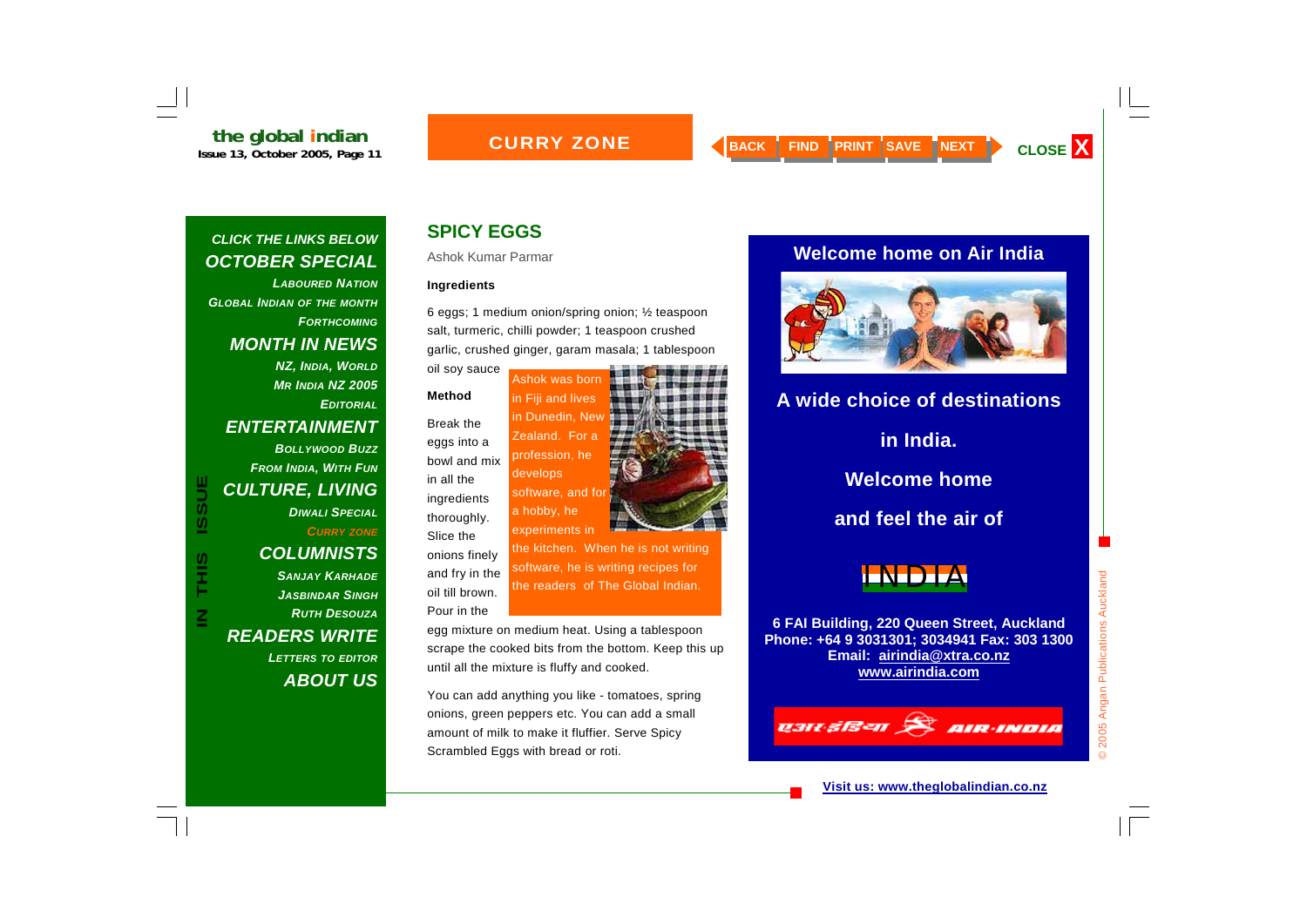the global indian
Issue 13, October 2005, Page 11

CURRY ZONE

BACK FIND PRINT SAVE NEXT CLOSE X

IN THIS ISSUE

*CLICK THE LINKS BELOW*

*OCTOBER SPECIAL*
- *LABOURED NATION*
- *GLOBAL INDIAN OF THE MONTH*
- *FORTHCOMING*

*MONTH IN NEWS*
- *NZ, INDIA, WORLD*
- *MR INDIA NZ 2005*
- *EDITORIAL*

*ENTERTAINMENT*
- *BOLLYWOOD BUZZ*
- *FROM INDIA, WITH FUN*

*CULTURE, LIVING*
- *DIWALI SPECIAL*
- *CURRY ZONE*

*COLUMNISTS*
- *SANJAY KARHADE*
- *JASBINDAR SINGH*
- *RUTH DESOUZA*

*READERS WRITE*
- *LETTERS TO EDITOR*

*ABOUT US*

## SPICY EGGS

Ashok Kumar Parmar

**Ingredients**

6 eggs; 1 medium onion/spring onion; ½ teaspoon salt, turmeric, chilli powder; 1 teaspoon crushed garlic, crushed ginger, garam masala; 1 tablespoon oil soy sauce

**Method**

Break the eggs into a bowl and mix in all the ingredients thoroughly. Slice the onions finely and fry in the oil till brown. Pour in the egg mixture on medium heat. Using a tablespoon scrape the cooked bits from the bottom. Keep this up until all the mixture is fluffy and cooked.

You can add anything you like - tomatoes, spring onions, green peppers etc. You can add a small amount of milk to make it fluffier. Serve Spicy Scrambled Eggs with bread or roti.

Ashok was born in Fiji and lives in Dunedin, New Zealand. For a profession, he develops software, and for a hobby, he experiments in the kitchen. When he is not writing software, he is writing recipes for the readers of The Global Indian.

**Welcome home on Air India**

**A wide choice of destinations in India.**

**Welcome home and feel the air of**

INDIA

**6 FAI Building, 220 Queen Street, Auckland**
**Phone: +64 9 3031301; 3034941 Fax: 303 1300**
**Email: airindia@xtra.co.nz**
**www.airindia.com**

एअर इंडिया AIR-INDIA

**Visit us: www.theglobalindian.co.nz**

© 2005 Angan Publications Auckland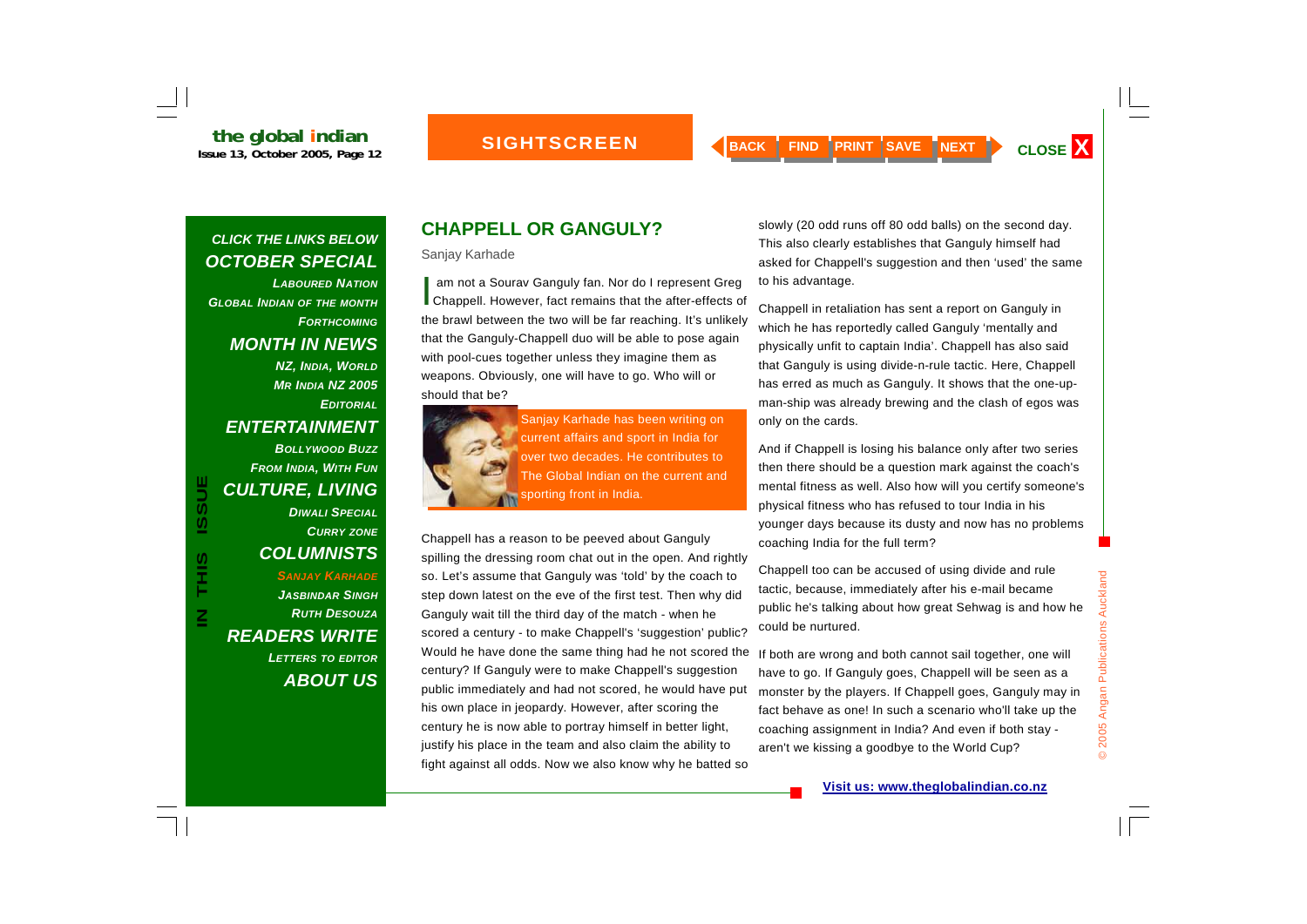## CHAPPELL OR GANGULY?

Sanjay Karhade

I am not a Sourav Ganguly fan. Nor do I represent Greg Chappell. However, fact remains that the after-effects of the brawl between the two will be far reaching. It's unlikely that the Ganguly-Chappell duo will be able to pose again with pool-cues together unless they imagine them as weapons. Obviously, one will have to go. Who will or should that be?

Sanjay Karhade has been writing on current affairs and sport in India for over two decades. He contributes to The Global Indian on the current and sporting front in India.

Chappell has a reason to be peeved about Ganguly spilling the dressing room chat out in the open. And rightly so. Let's assume that Ganguly was 'told' by the coach to step down latest on the eve of the first test. Then why did Ganguly wait till the third day of the match - when he scored a century - to make Chappell's 'suggestion' public? Would he have done the same thing had he not scored the century? If Ganguly were to make Chappell's suggestion public immediately and had not scored, he would have put his own place in jeopardy. However, after scoring the century he is now able to portray himself in better light, justify his place in the team and also claim the ability to fight against all odds. Now we also know why he batted so slowly (20 odd runs off 80 odd balls) on the second day. This also clearly establishes that Ganguly himself had asked for Chappell's suggestion and then 'used' the same to his advantage.

Chappell in retaliation has sent a report on Ganguly in which he has reportedly called Ganguly 'mentally and physically unfit to captain India'. Chappell has also said that Ganguly is using divide-n-rule tactic. Here, Chappell has erred as much as Ganguly. It shows that the one-up-man-ship was already brewing and the clash of egos was only on the cards.

And if Chappell is losing his balance only after two series then there should be a question mark against the coach's mental fitness as well. Also how will you certify someone's physical fitness who has refused to tour India in his younger days because its dusty and now has no problems coaching India for the full term?

Chappell too can be accused of using divide and rule tactic, because, immediately after his e-mail became public he's talking about how great Sehwag is and how he could be nurtured.

If both are wrong and both cannot sail together, one will have to go. If Ganguly goes, Chappell will be seen as a monster by the players. If Chappell goes, Ganguly may in fact behave as one! In such a scenario who'll take up the coaching assignment in India? And even if both stay - aren't we kissing a goodbye to the World Cup?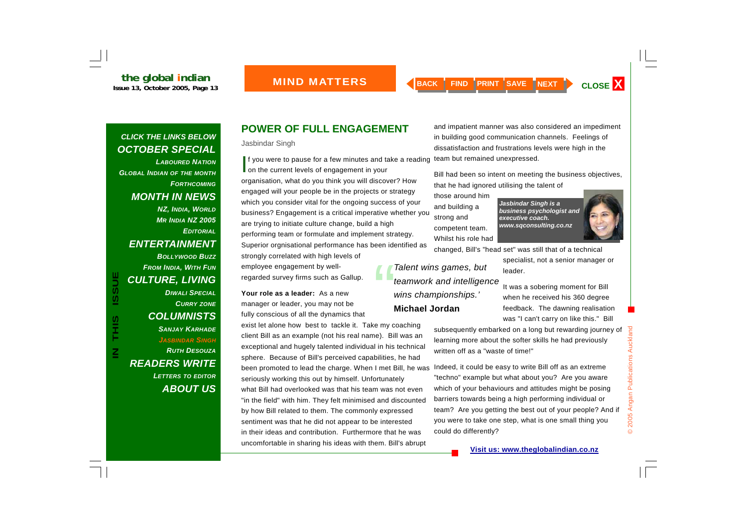## POWER OF FULL ENGAGEMENT

Jasbindar Singh

If you were to pause for a few minutes and take a reading on the current levels of engagement in your organisation, what do you think you will discover? How engaged will your people be in the projects or strategy which you consider vital for the ongoing success of your business? Engagement is a critical imperative whether you are trying to initiate culture change, build a high performing team or formulate and implement strategy. Superior orgnisational performance has been identified as strongly correlated with high levels of employee engagement by well-regarded survey firms such as Gallup.

> *Talent wins games, but teamwork and intelligence wins championships.'*
>
> **Michael Jordan**

**Your role as a leader:** As a new manager or leader, you may not be fully conscious of all the dynamics that exist let alone how best to tackle it. Take my coaching client Bill as an example (not his real name). Bill was an exceptional and hugely talented individual in his technical sphere. Because of Bill's perceived capabilities, he had been promoted to lead the charge. When I met Bill, he was seriously working this out by himself. Unfortunately what Bill had overlooked was that his team was not even "in the field" with him. They felt minimised and discounted by how Bill related to them. The commonly expressed sentiment was that he did not appear to be interested in their ideas and contribution. Furthermore that he was uncomfortable in sharing his ideas with them. Bill's abrupt and impatient manner was also considered an impediment in building good communication channels. Feelings of dissatisfaction and frustrations levels were high in the team but remained unexpressed.

Bill had been so intent on meeting the business objectives, that he had ignored utilising the talent of those around him and building a strong and competent team. Whilst his role had changed, Bill's "head set" was still that of a technical specialist, not a senior manager or leader.

***Jasbindar Singh is a business psychologist and executive coach. www.sqconsulting.co.nz***

It was a sobering moment for Bill when he received his 360 degree feedback. The dawning realisation was "I can't carry on like this." Bill subsequently embarked on a long but rewarding journey of learning more about the softer skills he had previously written off as a "waste of time!"

Indeed, it could be easy to write Bill off as an extreme "techno" example but what about you? Are you aware which of your behaviours and attitudes might be posing barriers towards being a high performing individual or team? Are you getting the best out of your people? And if you were to take one step, what is one small thing you could do differently?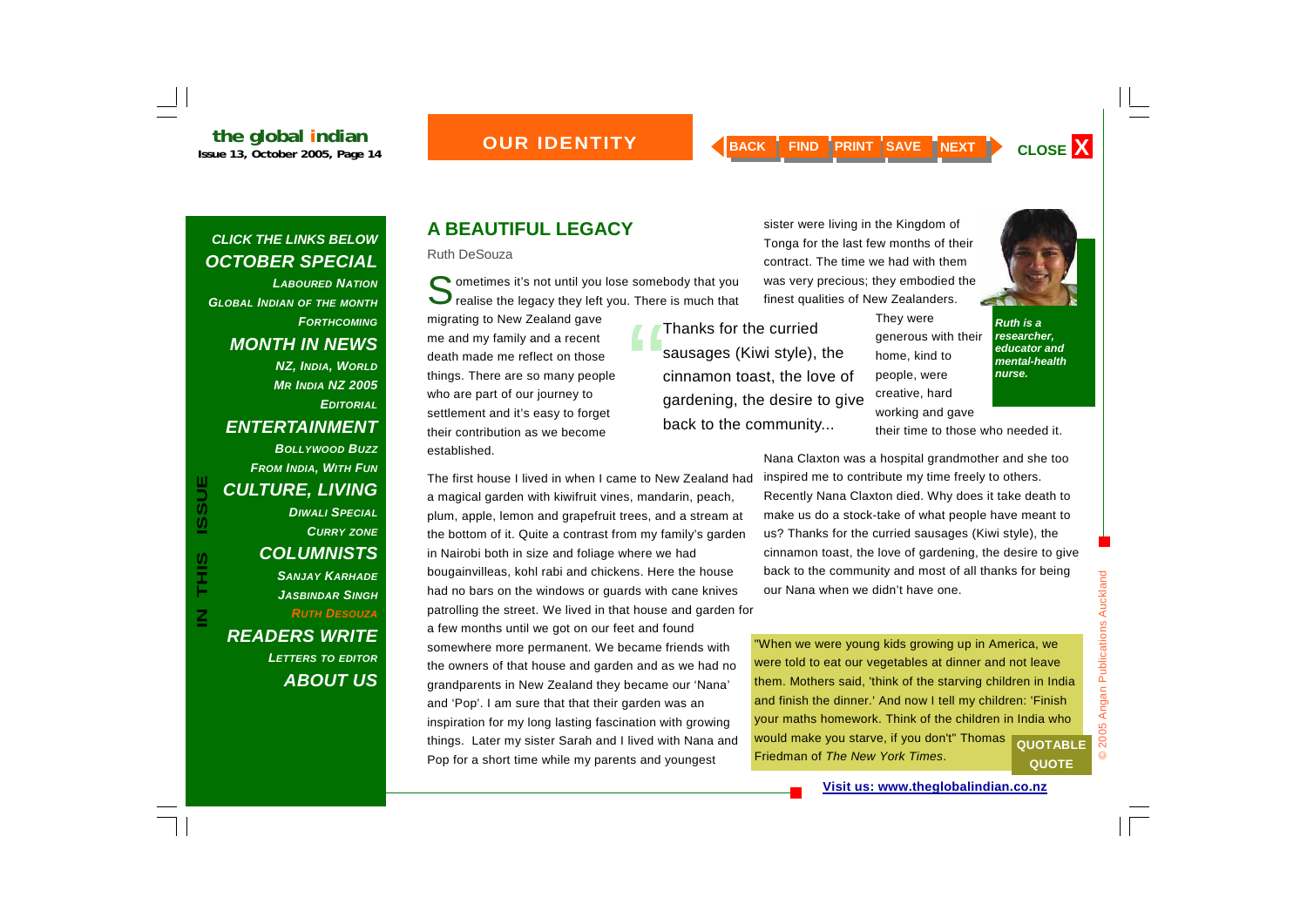## A BEAUTIFUL LEGACY

Ruth DeSouza

Sometimes it's not until you lose somebody that you realise the legacy they left you. There is much that migrating to New Zealand gave me and my family and a recent death made me reflect on those things. There are so many people who are part of our journey to settlement and it's easy to forget their contribution as we become established.

> "Thanks for the curried sausages (Kiwi style), the cinnamon toast, the love of gardening, the desire to give back to the community...

The first house I lived in when I came to New Zealand had a magical garden with kiwifruit vines, mandarin, peach, plum, apple, lemon and grapefruit trees, and a stream at the bottom of it. Quite a contrast from my family's garden in Nairobi both in size and foliage where we had bougainvilleas, kohl rabi and chickens. Here the house had no bars on the windows or guards with cane knives patrolling the street. We lived in that house and garden for a few months until we got on our feet and found somewhere more permanent. We became friends with the owners of that house and garden and as we had no grandparents in New Zealand they became our 'Nana' and 'Pop'. I am sure that that their garden was an inspiration for my long lasting fascination with growing things. Later my sister Sarah and I lived with Nana and Pop for a short time while my parents and youngest sister were living in the Kingdom of Tonga for the last few months of their contract. The time we had with them was very precious; they embodied the finest qualities of New Zealanders. They were generous with their home, kind to people, were creative, hard working and gave their time to those who needed it.

*Ruth is a researcher, educator and mental-health nurse.*

Nana Claxton was a hospital grandmother and she too inspired me to contribute my time freely to others. Recently Nana Claxton died. Why does it take death to make us do a stock-take of what people have meant to us? Thanks for the curried sausages (Kiwi style), the cinnamon toast, the love of gardening, the desire to give back to the community and most of all thanks for being our Nana when we didn't have one.

**QUOTABLE QUOTE**

"When we were young kids growing up in America, we were told to eat our vegetables at dinner and not leave them. Mothers said, 'think of the starving children in India and finish the dinner.' And now I tell my children: 'Finish your maths homework. Think of the children in India who would make you starve, if you don't" Thomas Friedman of *The New York Times*.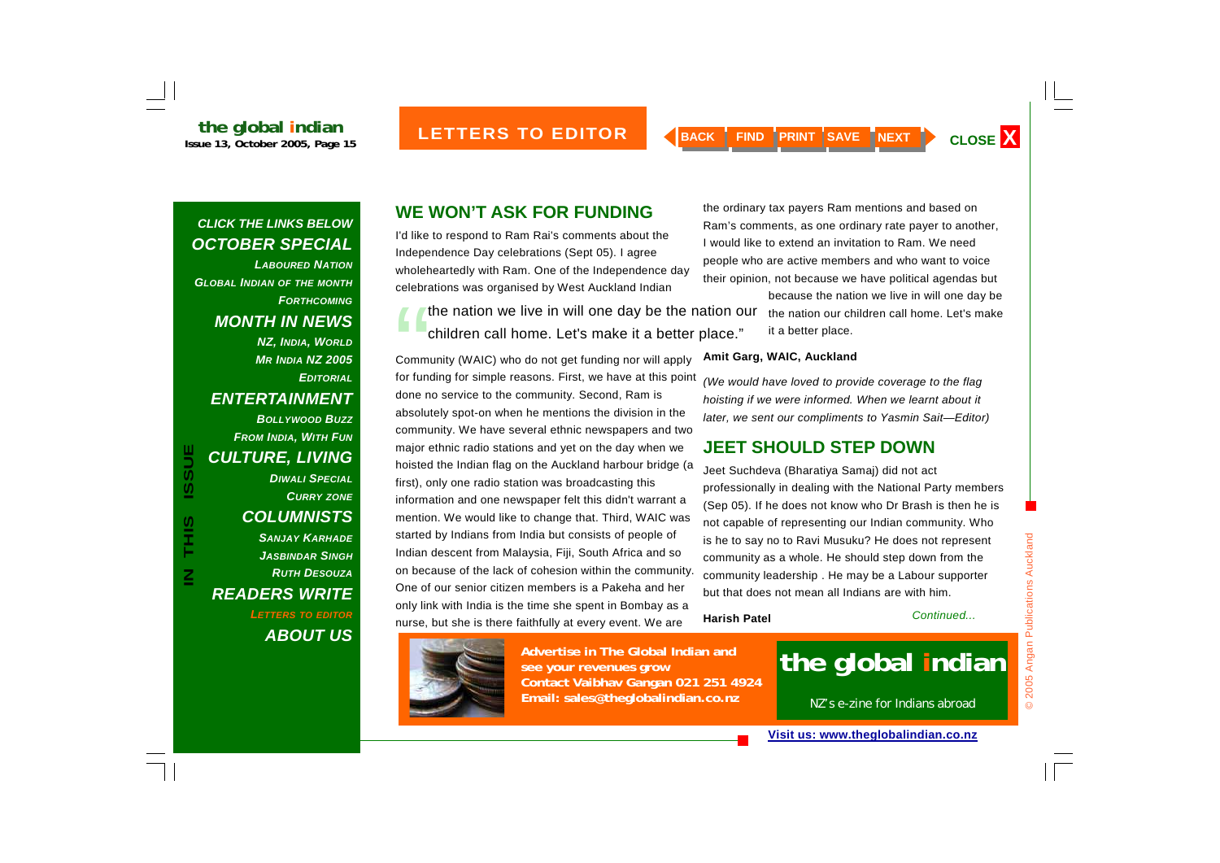## WE WON'T ASK FOR FUNDING

I'd like to respond to Ram Rai's comments about the Independence Day celebrations (Sept 05). I agree wholeheartedly with Ram. One of the Independence day celebrations was organised by West Auckland Indian Community (WAIC) who do not get funding nor will apply for funding for simple reasons. First, we have at this point done no service to the community. Second, Ram is absolutely spot-on when he mentions the division in the community. We have several ethnic newspapers and two major ethnic radio stations and yet on the day when we hoisted the Indian flag on the Auckland harbour bridge (a first), only one radio station was broadcasting this information and one newspaper felt this didn't warrant a mention. We would like to change that. Third, WAIC was started by Indians from India but consists of people of Indian descent from Malaysia, Fiji, South Africa and so on because of the lack of cohesion within the community. One of our senior citizen members is a Pakeha and her only link with India is the time she spent in Bombay as a nurse, but she is there faithfully at every event. We are the ordinary tax payers Ram mentions and based on Ram's comments, as one ordinary rate payer to another, I would like to extend an invitation to Ram. We need people who are active members and who want to voice their opinion, not because we have political agendas but because the nation we live in will one day be the nation our children call home. Let's make it a better place.

> "the nation we live in will one day be the nation our children call home. Let's make it a better place."

**Amit Garg, WAIC, Auckland**

*(We would have loved to provide coverage to the flag hoisting if we were informed. When we learnt about it later, we sent our compliments to Yasmin Sait—Editor)*

## JEET SHOULD STEP DOWN

Jeet Suchdeva (Bharatiya Samaj) did not act professionally in dealing with the National Party members (Sep 05). If he does not know who Dr Brash is then he is not capable of representing our Indian community. Who is he to say no to Ravi Musuku? He does not represent community as a whole. He should step down from the community leadership . He may be a Labour supporter but that does not mean all Indians are with him.

**Harish Patel**

*Continued...*

**Advertise in The Global Indian and see your revenues grow**
**Contact Vaibhav Gangan 021 251 4924**
**Email: sales@theglobalindian.co.nz**

**the global indian**
NZ's e-zine for Indians abroad

**Visit us: www.theglobalindian.co.nz**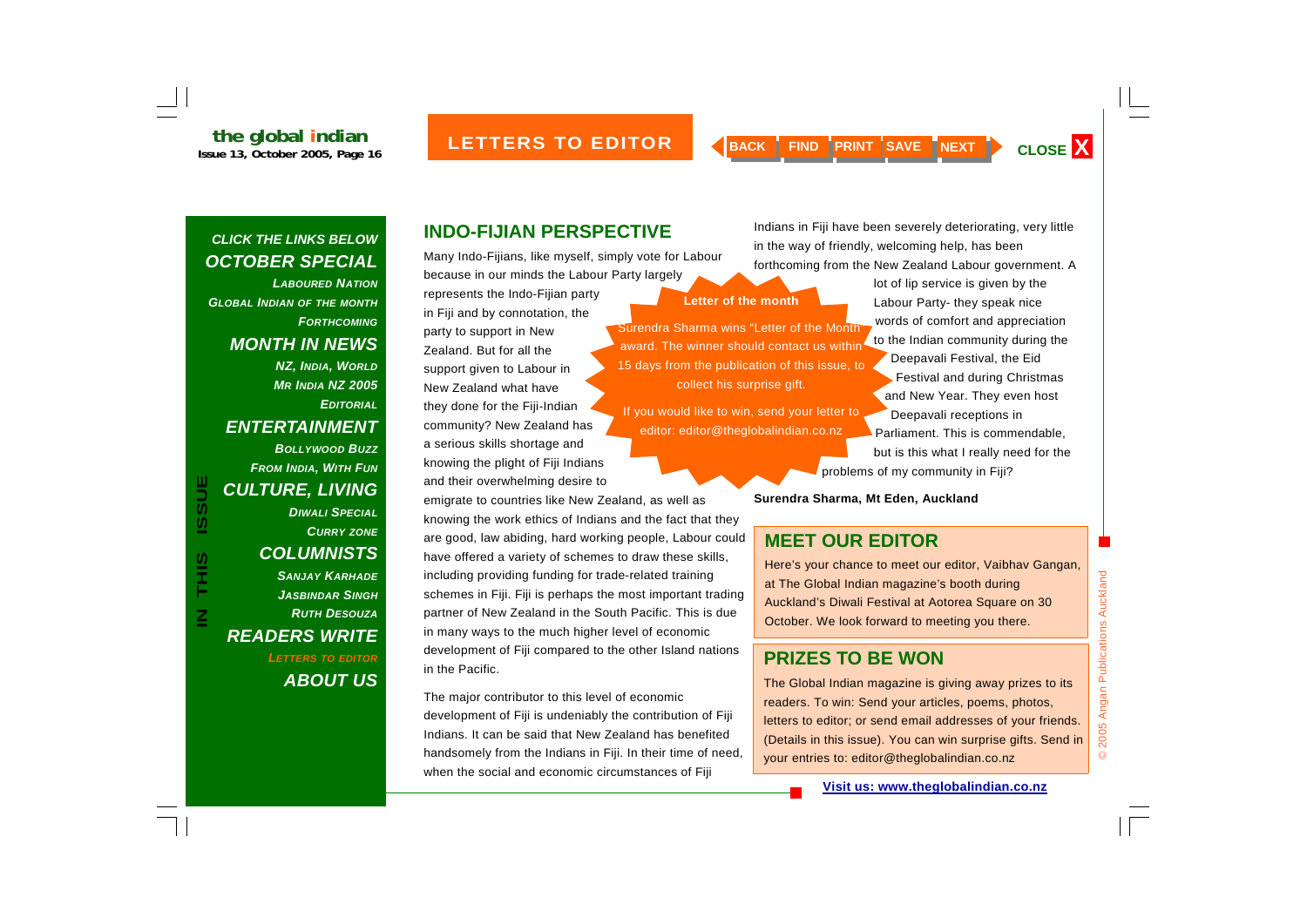## LETTERS TO EDITOR

### CLICK THE LINKS BELOW

**OCTOBER SPECIAL**
- Laboured Nation
- Global Indian of the Month
- Forthcoming

**MONTH IN NEWS**
- NZ, India, World
- Mr India NZ 2005
- Editorial

**ENTERTAINMENT**
- Bollywood Buzz
- From India, With Fun

**CULTURE, LIVING**
- Diwali Special
- Curry Zone

**COLUMNISTS**
- Sanjay Karhade
- Jasbindar Singh
- Ruth Desouza

**READERS WRITE**
- Letters to Editor

**ABOUT US**

## INDO-FIJIAN PERSPECTIVE

Many Indo-Fijians, like myself, simply vote for Labour because in our minds the Labour Party largely represents the Indo-Fijian party in Fiji and by connotation, the party to support in New Zealand. But for all the support given to Labour in New Zealand what have they done for the Fiji-Indian community? New Zealand has a serious skills shortage and knowing the plight of Fiji Indians and their overwhelming desire to emigrate to countries like New Zealand, as well as knowing the work ethics of Indians and the fact that they are good, law abiding, hard working people, Labour could have offered a variety of schemes to draw these skills, including providing funding for trade-related training schemes in Fiji. Fiji is perhaps the most important trading partner of New Zealand in the South Pacific. This is due in many ways to the much higher level of economic development of Fiji compared to the other Island nations in the Pacific.

The major contributor to this level of economic development of Fiji is undeniably the contribution of Fiji Indians. It can be said that New Zealand has benefited handsomely from the Indians in Fiji. In their time of need, when the social and economic circumstances of Fiji Indians in Fiji have been severely deteriorating, very little in the way of friendly, welcoming help, has been forthcoming from the New Zealand Labour government. A lot of lip service is given by the Labour Party- they speak nice words of comfort and appreciation to the Indian community during the Deepavali Festival, the Eid Festival and during Christmas and New Year. They even host Deepavali receptions in Parliament. This is commendable, but is this what I really need for the problems of my community in Fiji?

**Surendra Sharma, Mt Eden, Auckland**

**Letter of the month**

Surendra Sharma wins "Letter of the Month" award. The winner should contact us within 15 days from the publication of this issue, to collect his surprise gift.

If you would like to win, send your letter to editor: editor@theglobalindian.co.nz

## MEET OUR EDITOR

Here's your chance to meet our editor, Vaibhav Gangan, at The Global Indian magazine's booth during Auckland's Diwali Festival at Aotorea Square on 30 October. We look forward to meeting you there.

## PRIZES TO BE WON

The Global Indian magazine is giving away prizes to its readers. To win: Send your articles, poems, photos, letters to editor; or send email addresses of your friends. (Details in this issue). You can win surprise gifts. Send in your entries to: editor@theglobalindian.co.nz

**Visit us: www.theglobalindian.co.nz**

© 2005 Angan Publications Auckland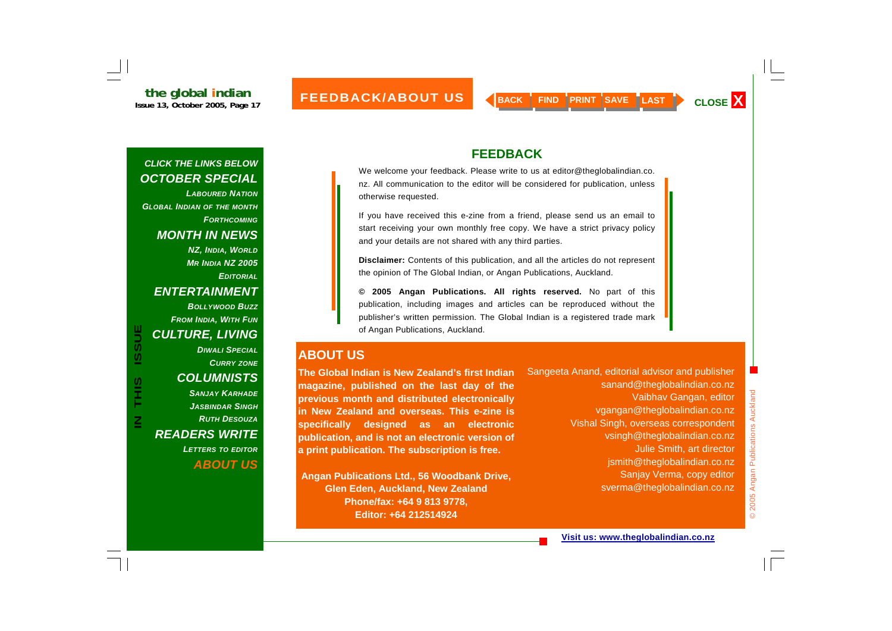# FEEDBACK/ABOUT US

## FEEDBACK

We welcome your feedback. Please write to us at editor@theglobalindian.co.nz. All communication to the editor will be considered for publication, unless otherwise requested.

If you have received this e-zine from a friend, please send us an email to start receiving your own monthly free copy. We have a strict privacy policy and your details are not shared with any third parties.

**Disclaimer:** Contents of this publication, and all the articles do not represent the opinion of The Global Indian, or Angan Publications, Auckland.

**© 2005 Angan Publications. All rights reserved.** No part of this publication, including images and articles can be reproduced without the publisher's written permission. The Global Indian is a registered trade mark of Angan Publications, Auckland.

## ABOUT US

**The Global Indian is New Zealand's first Indian magazine, published on the last day of the previous month and distributed electronically in New Zealand and overseas. This e-zine is specifically designed as an electronic publication, and is not an electronic version of a print publication. The subscription is free.**

**Angan Publications Ltd., 56 Woodbank Drive, Glen Eden, Auckland, New Zealand**
**Phone/fax: +64 9 813 9778,**
**Editor: +64 212514924**

Sangeeta Anand, editorial advisor and publisher
sanand@theglobalindian.co.nz
Vaibhav Gangan, editor
vgangan@theglobalindian.co.nz
Vishal Singh, overseas correspondent
vsingh@theglobalindian.co.nz
Julie Smith, art director
jsmith@theglobalindian.co.nz
Sanjay Verma, copy editor
sverma@theglobalindian.co.nz

**Visit us: www.theglobalindian.co.nz**